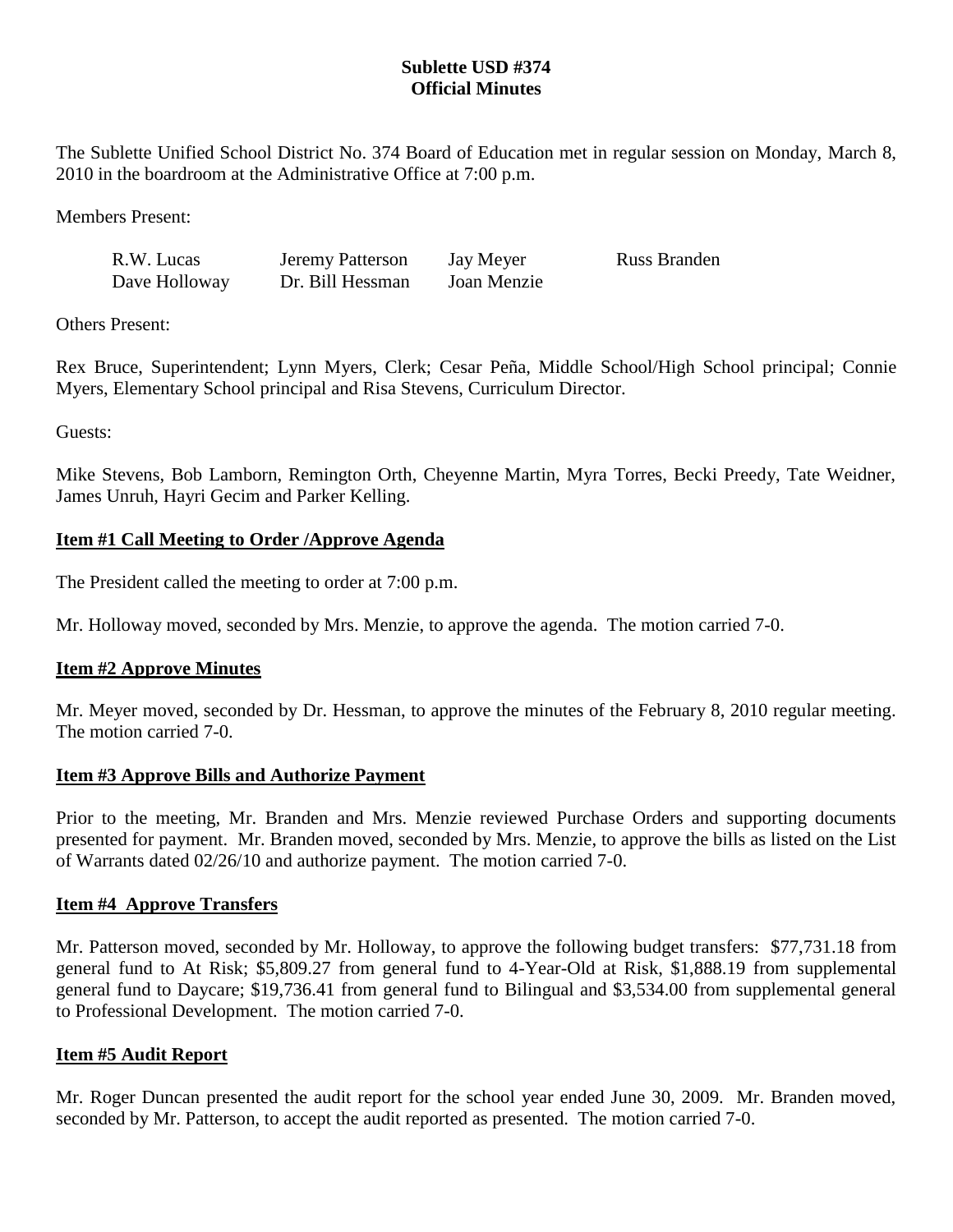# Sublette USD #374
## Official Minutes

The Sublette Unified School District No. 374 Board of Education met in regular session on Monday, March 8, 2010 in the boardroom at the Administrative Office at 7:00 p.m.

Members Present:

| | | | |
|---|---|---|---|
| R.W. Lucas | Jeremy Patterson | Jay Meyer | Russ Branden |
| Dave Holloway | Dr. Bill Hessman | Joan Menzie | |

Others Present:

Rex Bruce, Superintendent; Lynn Myers, Clerk; Cesar Peña, Middle School/High School principal; Connie Myers, Elementary School principal and Risa Stevens, Curriculum Director.

Guests:

Mike Stevens, Bob Lamborn, Remington Orth, Cheyenne Martin, Myra Torres, Becki Preedy, Tate Weidner, James Unruh, Hayri Gecim and Parker Kelling.

**Item #1 Call Meeting to Order /Approve Agenda**

The President called the meeting to order at 7:00 p.m.

Mr. Holloway moved, seconded by Mrs. Menzie, to approve the agenda. The motion carried 7-0.

**Item #2 Approve Minutes**

Mr. Meyer moved, seconded by Dr. Hessman, to approve the minutes of the February 8, 2010 regular meeting. The motion carried 7-0.

**Item #3 Approve Bills and Authorize Payment**

Prior to the meeting, Mr. Branden and Mrs. Menzie reviewed Purchase Orders and supporting documents presented for payment. Mr. Branden moved, seconded by Mrs. Menzie, to approve the bills as listed on the List of Warrants dated 02/26/10 and authorize payment. The motion carried 7-0.

**Item #4 Approve Transfers**

Mr. Patterson moved, seconded by Mr. Holloway, to approve the following budget transfers: $77,731.18 from general fund to At Risk; $5,809.27 from general fund to 4-Year-Old at Risk, $1,888.19 from supplemental general fund to Daycare; $19,736.41 from general fund to Bilingual and $3,534.00 from supplemental general to Professional Development. The motion carried 7-0.

**Item #5 Audit Report**

Mr. Roger Duncan presented the audit report for the school year ended June 30, 2009. Mr. Branden moved, seconded by Mr. Patterson, to accept the audit reported as presented. The motion carried 7-0.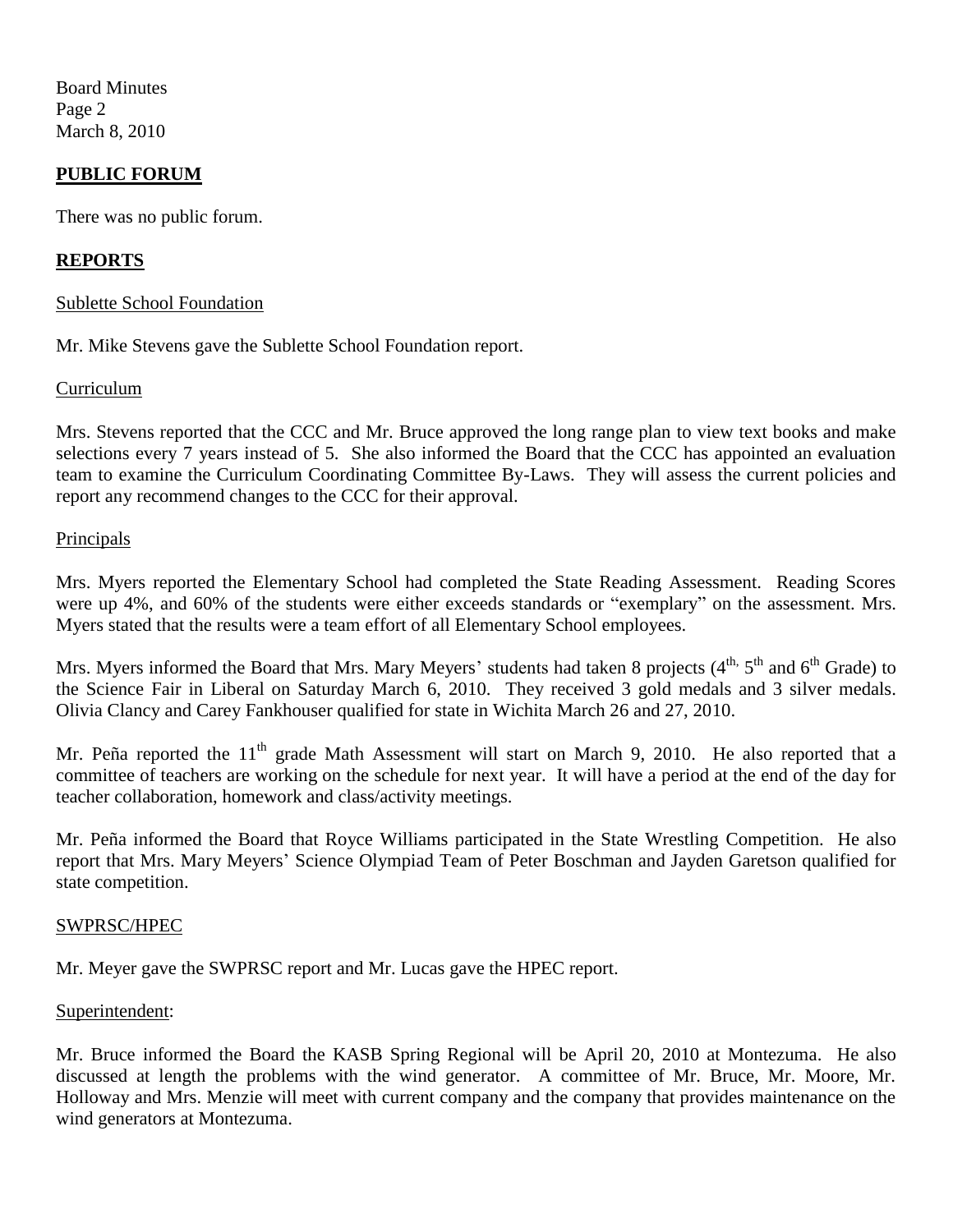## PUBLIC FORUM

There was no public forum.

## REPORTS

Sublette School Foundation

Mr. Mike Stevens gave the Sublette School Foundation report.

Curriculum

Mrs. Stevens reported that the CCC and Mr. Bruce approved the long range plan to view text books and make selections every 7 years instead of 5. She also informed the Board that the CCC has appointed an evaluation team to examine the Curriculum Coordinating Committee By-Laws. They will assess the current policies and report any recommend changes to the CCC for their approval.

Principals

Mrs. Myers reported the Elementary School had completed the State Reading Assessment. Reading Scores were up 4%, and 60% of the students were either exceeds standards or "exemplary" on the assessment. Mrs. Myers stated that the results were a team effort of all Elementary School employees.

Mrs. Myers informed the Board that Mrs. Mary Meyers' students had taken 8 projects (4th, 5th and 6th Grade) to the Science Fair in Liberal on Saturday March 6, 2010. They received 3 gold medals and 3 silver medals. Olivia Clancy and Carey Fankhouser qualified for state in Wichita March 26 and 27, 2010.

Mr. Peña reported the 11th grade Math Assessment will start on March 9, 2010. He also reported that a committee of teachers are working on the schedule for next year. It will have a period at the end of the day for teacher collaboration, homework and class/activity meetings.

Mr. Peña informed the Board that Royce Williams participated in the State Wrestling Competition. He also report that Mrs. Mary Meyers' Science Olympiad Team of Peter Boschman and Jayden Garetson qualified for state competition.

SWPRSC/HPEC

Mr. Meyer gave the SWPRSC report and Mr. Lucas gave the HPEC report.

Superintendent:

Mr. Bruce informed the Board the KASB Spring Regional will be April 20, 2010 at Montezuma. He also discussed at length the problems with the wind generator. A committee of Mr. Bruce, Mr. Moore, Mr. Holloway and Mrs. Menzie will meet with current company and the company that provides maintenance on the wind generators at Montezuma.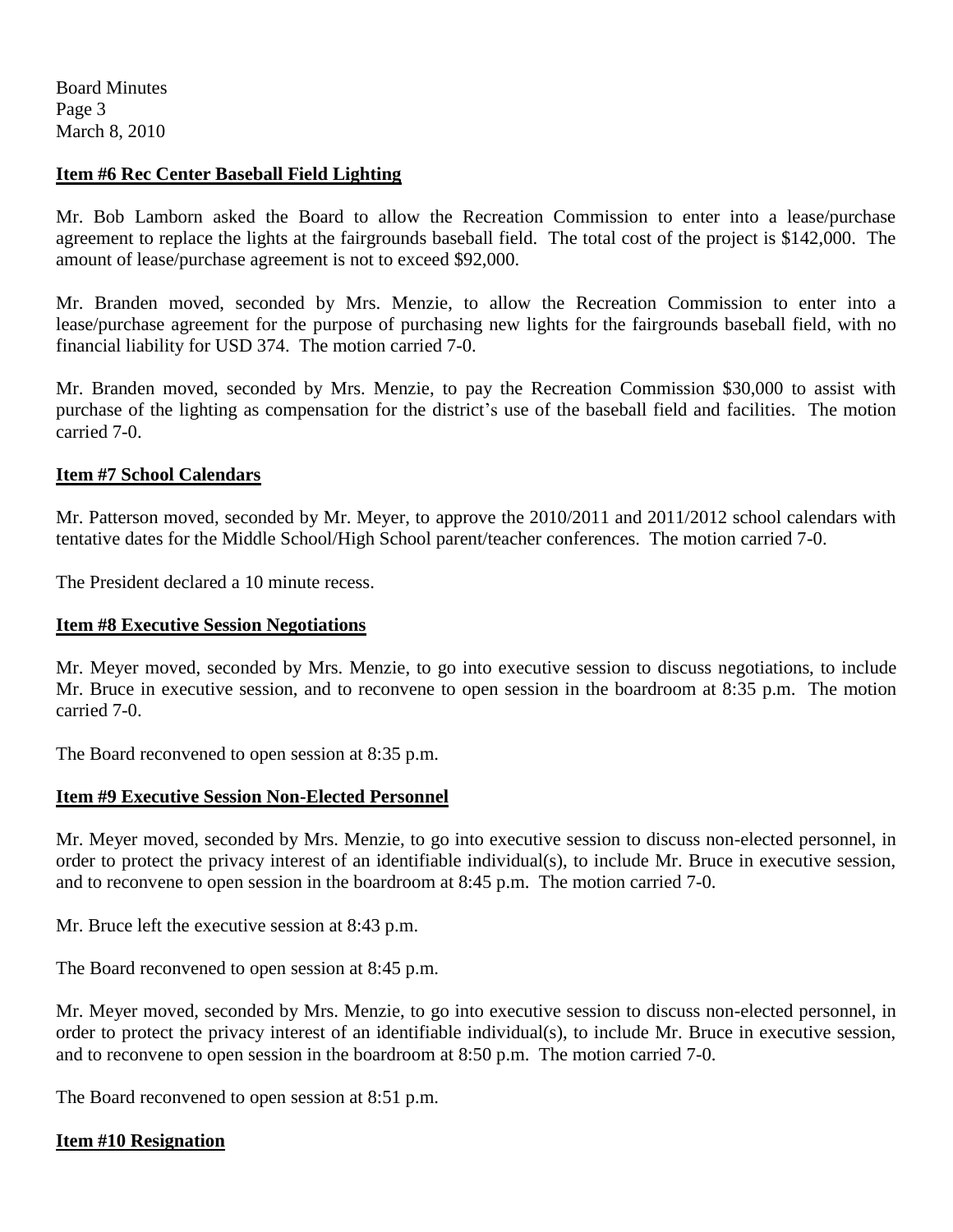### Item #6 Rec Center Baseball Field Lighting

Mr. Bob Lamborn asked the Board to allow the Recreation Commission to enter into a lease/purchase agreement to replace the lights at the fairgrounds baseball field. The total cost of the project is $142,000. The amount of lease/purchase agreement is not to exceed $92,000.

Mr. Branden moved, seconded by Mrs. Menzie, to allow the Recreation Commission to enter into a lease/purchase agreement for the purpose of purchasing new lights for the fairgrounds baseball field, with no financial liability for USD 374. The motion carried 7-0.

Mr. Branden moved, seconded by Mrs. Menzie, to pay the Recreation Commission $30,000 to assist with purchase of the lighting as compensation for the district's use of the baseball field and facilities. The motion carried 7-0.

### Item #7 School Calendars

Mr. Patterson moved, seconded by Mr. Meyer, to approve the 2010/2011 and 2011/2012 school calendars with tentative dates for the Middle School/High School parent/teacher conferences. The motion carried 7-0.

The President declared a 10 minute recess.

### Item #8 Executive Session Negotiations

Mr. Meyer moved, seconded by Mrs. Menzie, to go into executive session to discuss negotiations, to include Mr. Bruce in executive session, and to reconvene to open session in the boardroom at 8:35 p.m. The motion carried 7-0.

The Board reconvened to open session at 8:35 p.m.

### Item #9 Executive Session Non-Elected Personnel

Mr. Meyer moved, seconded by Mrs. Menzie, to go into executive session to discuss non-elected personnel, in order to protect the privacy interest of an identifiable individual(s), to include Mr. Bruce in executive session, and to reconvene to open session in the boardroom at 8:45 p.m. The motion carried 7-0.

Mr. Bruce left the executive session at 8:43 p.m.

The Board reconvened to open session at 8:45 p.m.

Mr. Meyer moved, seconded by Mrs. Menzie, to go into executive session to discuss non-elected personnel, in order to protect the privacy interest of an identifiable individual(s), to include Mr. Bruce in executive session, and to reconvene to open session in the boardroom at 8:50 p.m. The motion carried 7-0.

The Board reconvened to open session at 8:51 p.m.

### Item #10 Resignation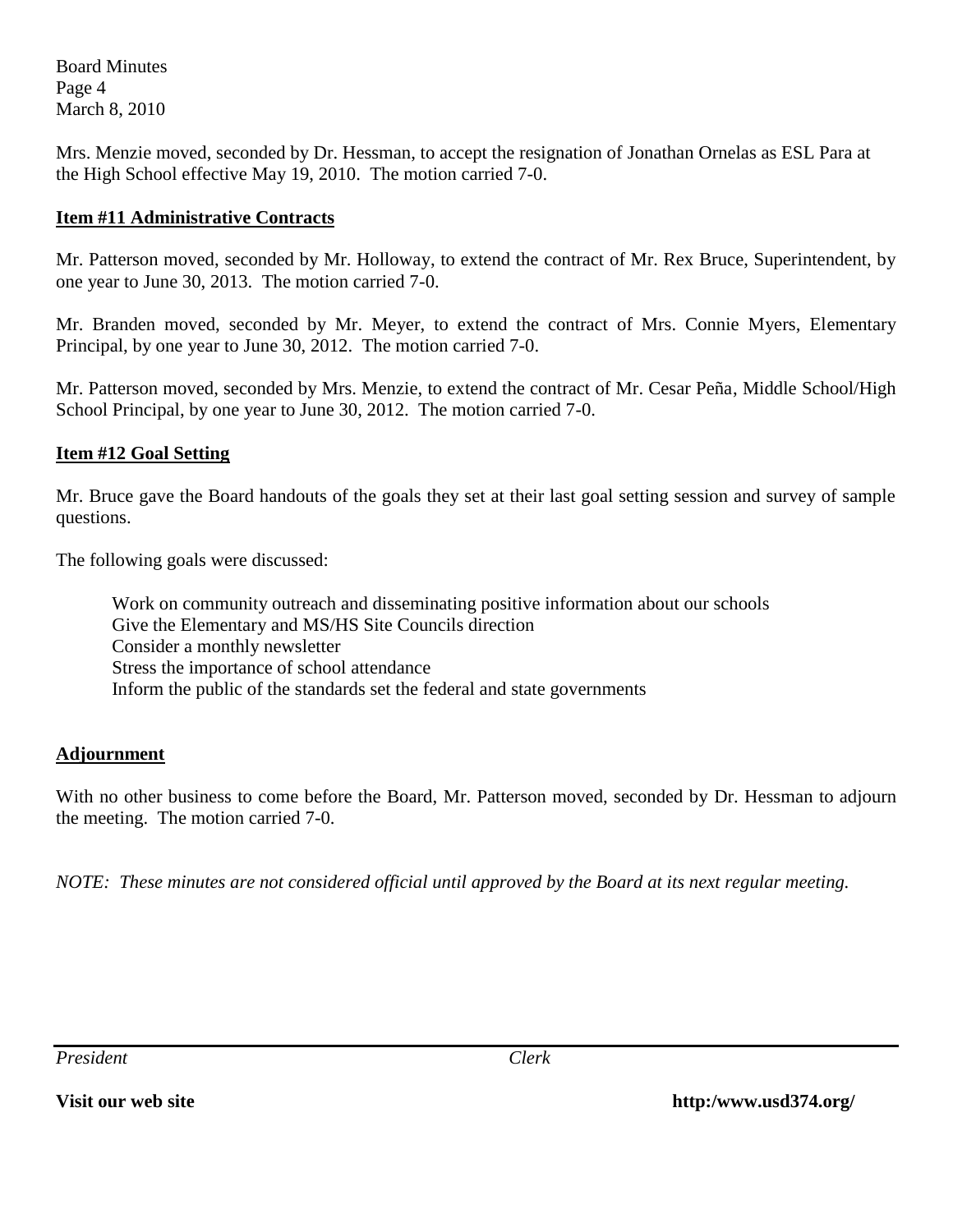Mrs. Menzie moved, seconded by Dr. Hessman, to accept the resignation of Jonathan Ornelas as ESL Para at the High School effective May 19, 2010. The motion carried 7-0.

**Item #11 Administrative Contracts**

Mr. Patterson moved, seconded by Mr. Holloway, to extend the contract of Mr. Rex Bruce, Superintendent, by one year to June 30, 2013. The motion carried 7-0.

Mr. Branden moved, seconded by Mr. Meyer, to extend the contract of Mrs. Connie Myers, Elementary Principal, by one year to June 30, 2012. The motion carried 7-0.

Mr. Patterson moved, seconded by Mrs. Menzie, to extend the contract of Mr. Cesar Peña, Middle School/High School Principal, by one year to June 30, 2012. The motion carried 7-0.

**Item #12 Goal Setting**

Mr. Bruce gave the Board handouts of the goals they set at their last goal setting session and survey of sample questions.

The following goals were discussed:

Work on community outreach and disseminating positive information about our schools
Give the Elementary and MS/HS Site Councils direction
Consider a monthly newsletter
Stress the importance of school attendance
Inform the public of the standards set the federal and state governments

**Adjournment**

With no other business to come before the Board, Mr. Patterson moved, seconded by Dr. Hessman to adjourn the meeting. The motion carried 7-0.

*NOTE: These minutes are not considered official until approved by the Board at its next regular meeting.*

*President* *Clerk*

**Visit our web site** **http:/www.usd374.org/**